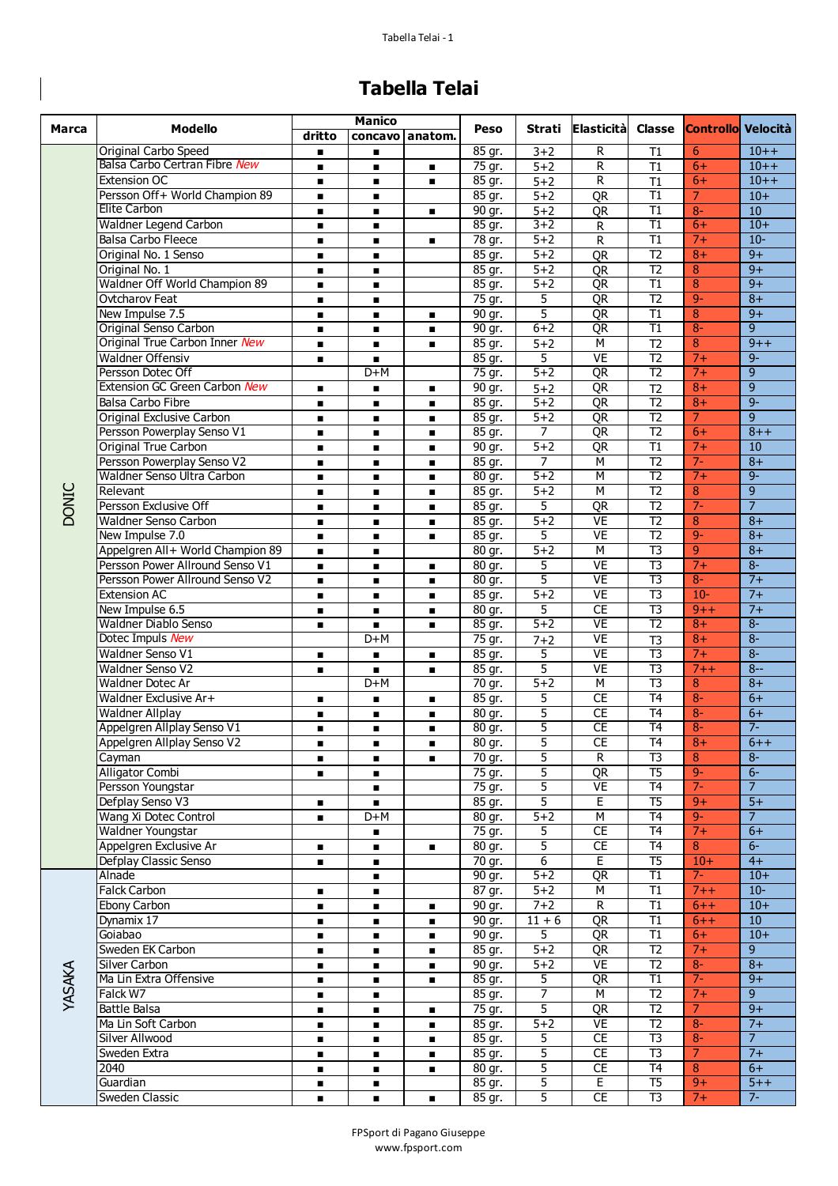# Tabella Telai

| Marca | Modello | Manico | | | Peso | Strati | Elasticità | Classe | Controllo | Velocità |
|---|---|---|---|---|---|---|---|---|---|---|
| | | dritto | concavo | anatom. | | | | | | |
| DONIC | Original Carbo Speed | ■ | ■ | | 85 gr. | 3+2 | R | T1 | 6 | 10++ |
| | Balsa Carbo Certran Fibre *New* | ■ | ■ | ■ | 75 gr. | 5+2 | R | T1 | 6+ | 10++ |
| | Extension OC | ■ | ■ | ■ | 85 gr. | 5+2 | R | T1 | 6+ | 10++ |
| | Persson Off+ World Champion 89 | ■ | ■ | | 85 gr. | 5+2 | QR | T1 | 7 | 10+ |
| | Elite Carbon | ■ | ■ | ■ | 90 gr. | 5+2 | QR | T1 | 8- | 10 |
| | Waldner Legend Carbon | ■ | ■ | | 85 gr. | 3+2 | R | T1 | 6+ | 10+ |
| | Balsa Carbo Fleece | ■ | ■ | ■ | 78 gr. | 5+2 | R | T1 | 7+ | 10- |
| | Original No. 1 Senso | ■ | ■ | | 85 gr. | 5+2 | QR | T2 | 8+ | 9+ |
| | Original No. 1 | ■ | ■ | | 85 gr. | 5+2 | QR | T2 | 8 | 9+ |
| | Waldner Off World Champion 89 | ■ | ■ | | 85 gr. | 5+2 | QR | T1 | 8 | 9+ |
| | Ovtcharov Feat | ■ | ■ | | 75 gr. | 5 | QR | T2 | 9- | 8+ |
| | New Impulse 7.5 | ■ | ■ | ■ | 90 gr. | 5 | QR | T1 | 8 | 9+ |
| | Original Senso Carbon | ■ | ■ | ■ | 90 gr. | 6+2 | QR | T1 | 8- | 9 |
| | Original True Carbon Inner *New* | ■ | ■ | ■ | 85 gr. | 5+2 | M | T2 | 8 | 9++ |
| | Waldner Offensiv | ■ | ■ | | 85 gr. | 5 | VE | T2 | 7+ | 9- |
| | Persson Dotec Off | | D+M | | 75 gr. | 5+2 | QR | T2 | 7+ | 9 |
| | Extension GC Green Carbon *New* | ■ | ■ | ■ | 90 gr. | 5+2 | QR | T2 | 8+ | 9 |
| | Balsa Carbo Fibre | ■ | ■ | ■ | 85 gr. | 5+2 | QR | T2 | 8+ | 9- |
| | Original Exclusive Carbon | ■ | ■ | ■ | 85 gr. | 5+2 | QR | T2 | 7 | 9 |
| | Persson Powerplay Senso V1 | ■ | ■ | ■ | 85 gr. | 7 | QR | T2 | 6+ | 8++ |
| | Original True Carbon | ■ | ■ | ■ | 90 gr. | 5+2 | QR | T1 | 7+ | 10 |
| | Persson Powerplay Senso V2 | ■ | ■ | ■ | 85 gr. | 7 | M | T2 | 7- | 8+ |
| | Waldner Senso Ultra Carbon | ■ | ■ | ■ | 80 gr. | 5+2 | M | T2 | 7+ | 9- |
| | Relevant | ■ | ■ | ■ | 85 gr. | 5+2 | M | T2 | 8 | 9 |
| | Persson Exclusive Off | ■ | ■ | ■ | 85 gr. | 5 | QR | T2 | 7- | 7 |
| | Waldner Senso Carbon | ■ | ■ | ■ | 85 gr. | 5+2 | VE | T2 | 8 | 8+ |
| | New Impulse 7.0 | ■ | ■ | ■ | 85 gr. | 5 | VE | T2 | 9- | 8+ |
| | Appelgren All+ World Champion 89 | ■ | ■ | | 80 gr. | 5+2 | M | T3 | 9 | 8+ |
| | Persson Power Allround Senso V1 | ■ | ■ | ■ | 80 gr. | 5 | VE | T3 | 7+ | 8- |
| | Persson Power Allround Senso V2 | ■ | ■ | ■ | 80 gr. | 5 | VE | T3 | 8- | 7+ |
| | Extension AC | ■ | ■ | ■ | 85 gr. | 5+2 | VE | T3 | 10- | 7+ |
| | New Impulse 6.5 | ■ | ■ | ■ | 80 gr. | 5 | CE | T3 | 9++ | 7+ |
| | Waldner Diablo Senso | ■ | ■ | ■ | 85 gr. | 5+2 | VE | T2 | 8+ | 8- |
| | Dotec Impuls *New* | | D+M | | 75 gr. | 7+2 | VE | T3 | 8+ | 8- |
| | Waldner Senso V1 | ■ | ■ | ■ | 85 gr. | 5 | VE | T3 | 7+ | 8- |
| | Waldner Senso V2 | ■ | ■ | ■ | 85 gr. | 5 | VE | T3 | 7++ | 8-- |
| | Waldner Dotec Ar | | D+M | | 70 gr. | 5+2 | M | T3 | 8 | 8+ |
| | Waldner Exclusive Ar+ | ■ | ■ | ■ | 85 gr. | 5 | CE | T4 | 8- | 6+ |
| | Waldner Allplay | ■ | ■ | ■ | 80 gr. | 5 | CE | T4 | 8- | 6+ |
| | Appelgren Allplay Senso V1 | ■ | ■ | ■ | 80 gr. | 5 | CE | T4 | 8- | 7- |
| | Appelgren Allplay Senso V2 | ■ | ■ | ■ | 80 gr. | 5 | CE | T4 | 8+ | 6++ |
| | Cayman | ■ | ■ | ■ | 70 gr. | 5 | R | T3 | 8 | 8- |
| | Alligator Combi | ■ | ■ | | 75 gr. | 5 | QR | T5 | 9- | 6- |
| | Persson Youngstar | | ■ | | 75 gr. | 5 | VE | T4 | 7- | 7 |
| | Defplay Senso V3 | ■ | ■ | | 85 gr. | 5 | E | T5 | 9+ | 5+ |
| | Wang Xi Dotec Control | ■ | D+M | | 80 gr. | 5+2 | M | T4 | 9- | 7 |
| | Waldner Youngstar | | ■ | | 75 gr. | 5 | CE | T4 | 7+ | 6+ |
| | Appelgren Exclusive Ar | ■ | ■ | ■ | 80 gr. | 5 | CE | T4 | 8 | 6- |
| | Defplay Classic Senso | ■ | ■ | | 70 gr. | 6 | E | T5 | 10+ | 4+ |
| YASAKA | Alnade | | ■ | | 90 gr. | 5+2 | QR | T1 | 7- | 10+ |
| | Falck Carbon | ■ | ■ | | 87 gr. | 5+2 | M | T1 | 7++ | 10- |
| | Ebony Carbon | ■ | ■ | ■ | 90 gr. | 7+2 | R | T1 | 6++ | 10+ |
| | Dynamix 17 | ■ | ■ | ■ | 90 gr. | 11 + 6 | QR | T1 | 6++ | 10 |
| | Goiabao | ■ | ■ | ■ | 90 gr. | 5 | QR | T1 | 6+ | 10+ |
| | Sweden EK Carbon | ■ | ■ | ■ | 85 gr. | 5+2 | QR | T2 | 7+ | 9 |
| | Silver Carbon | ■ | ■ | ■ | 90 gr. | 5+2 | VE | T2 | 8- | 8+ |
| | Ma Lin Extra Offensive | ■ | ■ | ■ | 85 gr. | 5 | QR | T1 | 7- | 9+ |
| | Falck W7 | ■ | ■ | | 85 gr. | 7 | M | T2 | 7+ | 9 |
| | Battle Balsa | ■ | ■ | ■ | 75 gr. | 5 | QR | T2 | 7 | 9+ |
| | Ma Lin Soft Carbon | ■ | ■ | ■ | 85 gr. | 5+2 | VE | T2 | 8- | 7+ |
| | Silver Allwood | ■ | ■ | ■ | 85 gr. | 5 | CE | T3 | 8- | 7 |
| | Sweden Extra | ■ | ■ | ■ | 85 gr. | 5 | CE | T3 | 7 | 7+ |
| | 2040 | ■ | ■ | ■ | 80 gr. | 5 | CE | T4 | 8 | 6+ |
| | Guardian | ■ | ■ | | 85 gr. | 5 | E | T5 | 9+ | 5++ |
| | Sweden Classic | ■ | ■ | ■ | 85 gr. | 5 | CE | T3 | 7+ | 7- |

FPSport di Pagano Giuseppe
www.fpsport.com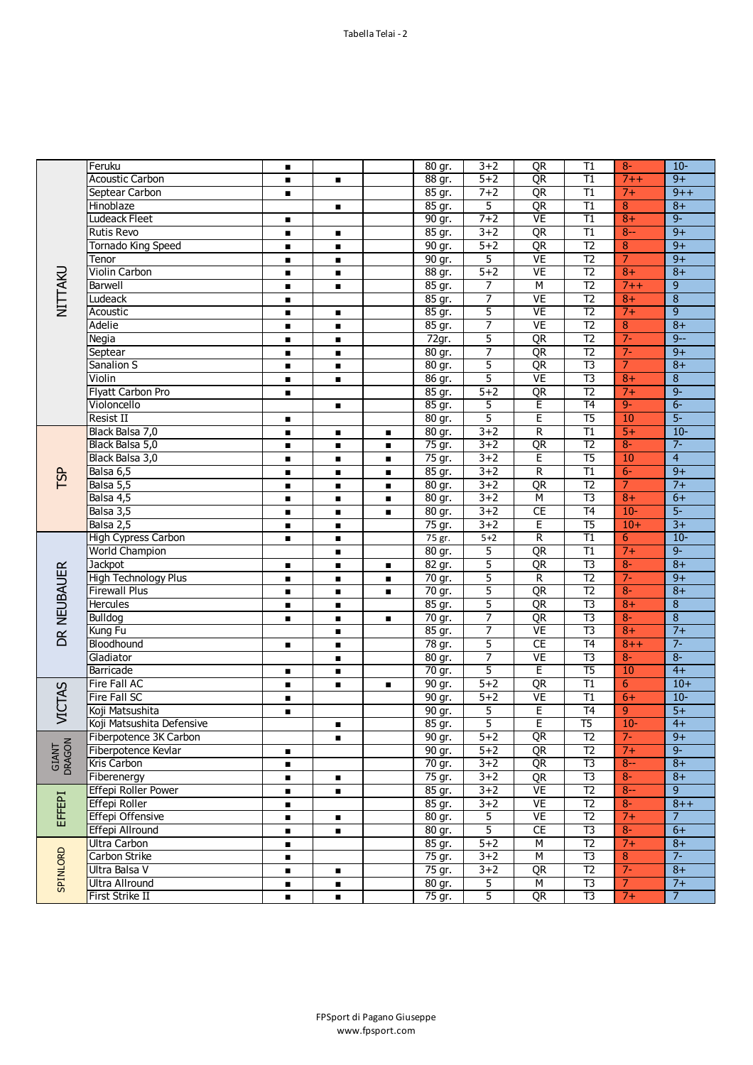| | | | | | | | | | | |
|---|---|---|---|---|---|---|---|---|---|---|
| NITTAKU | Feruku | ■ | | | 80 gr. | 3+2 | QR | T1 | 8- | 10- |
| | Acoustic Carbon | ■ | ■ | | 88 gr. | 5+2 | QR | T1 | 7++ | 9+ |
| | Septear Carbon | ■ | | | 85 gr. | 7+2 | QR | T1 | 7+ | 9++ |
| | Hinoblaze | | ■ | | 85 gr. | 5 | QR | T1 | 8 | 8+ |
| | Ludeack Fleet | ■ | | | 90 gr. | 7+2 | VE | T1 | 8+ | 9- |
| | Rutis Revo | ■ | ■ | | 85 gr. | 3+2 | QR | T1 | 8-- | 9+ |
| | Tornado King Speed | ■ | ■ | | 90 gr. | 5+2 | QR | T2 | 8 | 9+ |
| | Tenor | ■ | ■ | | 90 gr. | 5 | VE | T2 | 7 | 9+ |
| | Violin Carbon | ■ | ■ | | 88 gr. | 5+2 | VE | T2 | 8+ | 8+ |
| | Barwell | ■ | ■ | | 85 gr. | 7 | M | T2 | 7++ | 9 |
| | Ludeack | ■ | | | 85 gr. | 7 | VE | T2 | 8+ | 8 |
| | Acoustic | ■ | ■ | | 85 gr. | 5 | VE | T2 | 7+ | 9 |
| | Adelie | ■ | ■ | | 85 gr. | 7 | VE | T2 | 8 | 8+ |
| | Negia | ■ | ■ | | 72gr. | 5 | QR | T2 | 7- | 9-- |
| | Septear | ■ | ■ | | 80 gr. | 7 | QR | T2 | 7- | 9+ |
| | Sanalion S | ■ | ■ | | 80 gr. | 5 | QR | T3 | 7 | 8+ |
| | Violin | ■ | ■ | | 86 gr. | 5 | VE | T3 | 8+ | 8 |
| | Flyatt Carbon Pro | ■ | | | 85 gr. | 5+2 | QR | T2 | 7+ | 9- |
| | Violoncello | | ■ | | 85 gr. | 5 | E | T4 | 9- | 6- |
| | Resist II | ■ | | | 80 gr. | 5 | E | T5 | 10 | 5- |
| TSP | Black Balsa 7,0 | ■ | ■ | ■ | 80 gr. | 3+2 | R | T1 | 5+ | 10- |
| | Black Balsa 5,0 | ■ | ■ | ■ | 75 gr. | 3+2 | QR | T2 | 8- | 7- |
| | Black Balsa 3,0 | ■ | ■ | ■ | 75 gr. | 3+2 | E | T5 | 10 | 4 |
| | Balsa 6,5 | ■ | ■ | ■ | 85 gr. | 3+2 | R | T1 | 6- | 9+ |
| | Balsa 5,5 | ■ | ■ | ■ | 80 gr. | 3+2 | QR | T2 | 7 | 7+ |
| | Balsa 4,5 | ■ | ■ | ■ | 80 gr. | 3+2 | M | T3 | 8+ | 6+ |
| | Balsa 3,5 | ■ | ■ | ■ | 80 gr. | 3+2 | CE | T4 | 10- | 5- |
| | Balsa 2,5 | ■ | ■ | | 75 gr. | 3+2 | E | T5 | 10+ | 3+ |
| DR NEUBAUER | High Cypress Carbon | ■ | ■ | | 75 gr. | 5+2 | R | T1 | 6 | 10- |
| | World Champion | | ■ | | 80 gr. | 5 | QR | T1 | 7+ | 9- |
| | Jackpot | ■ | ■ | ■ | 82 gr. | 5 | QR | T3 | 8- | 8+ |
| | High Technology Plus | ■ | ■ | ■ | 70 gr. | 5 | R | T2 | 7- | 9+ |
| | Firewall Plus | ■ | ■ | ■ | 70 gr. | 5 | QR | T2 | 8- | 8+ |
| | Hercules | ■ | ■ | | 85 gr. | 5 | QR | T3 | 8+ | 8 |
| | Bulldog | ■ | ■ | ■ | 70 gr. | 7 | QR | T3 | 8- | 8 |
| | Kung Fu | | ■ | | 85 gr. | 7 | VE | T3 | 8+ | 7+ |
| | Bloodhound | ■ | ■ | | 78 gr. | 5 | CE | T4 | 8++ | 7- |
| | Gladiator | | ■ | | 80 gr. | 7 | VE | T3 | 8- | 8- |
| | Barricade | ■ | ■ | | 70 gr. | 5 | E | T5 | 10 | 4+ |
| VICTAS | Fire Fall AC | ■ | ■ | ■ | 90 gr. | 5+2 | QR | T1 | 6 | 10+ |
| | Fire Fall SC | ■ | | | 90 gr. | 5+2 | VE | T1 | 6+ | 10- |
| | Koji Matsushita | ■ | | | 90 gr. | 5 | E | T4 | 9 | 5+ |
| | Koji Matsushita Defensive | | ■ | | 85 gr. | 5 | E | T5 | 10- | 4+ |
| GIANT DRAGON | Fiberpotence 3K Carbon | | ■ | | 90 gr. | 5+2 | QR | T2 | 7- | 9+ |
| | Fiberpotence Kevlar | ■ | | | 90 gr. | 5+2 | QR | T2 | 7+ | 9- |
| | Kris Carbon | ■ | | | 70 gr. | 3+2 | QR | T3 | 8-- | 8+ |
| | Fiberenergy | ■ | ■ | | 75 gr. | 3+2 | QR | T3 | 8- | 8+ |
| EFFEPI | Effepi Roller Power | ■ | ■ | | 85 gr. | 3+2 | VE | T2 | 8-- | 9 |
| | Effepi Roller | ■ | | | 85 gr. | 3+2 | VE | T2 | 8- | 8++ |
| | Effepi Offensive | ■ | ■ | | 80 gr. | 5 | VE | T2 | 7+ | 7 |
| | Effepi Allround | ■ | ■ | | 80 gr. | 5 | CE | T3 | 8- | 6+ |
| SPINLORD | Ultra Carbon | ■ | | | 85 gr. | 5+2 | M | T2 | 7+ | 8+ |
| | Carbon Strike | ■ | | | 75 gr. | 3+2 | M | T3 | 8 | 7- |
| | Ultra Balsa V | ■ | ■ | | 75 gr. | 3+2 | QR | T2 | 7- | 8+ |
| | Ultra Allround | ■ | ■ | | 80 gr. | 5 | M | T3 | 7 | 7+ |
| | First Strike II | ■ | ■ | | 75 gr. | 5 | QR | T3 | 7+ | 7 |

FPSport di Pagano Giuseppe
www.fpsport.com